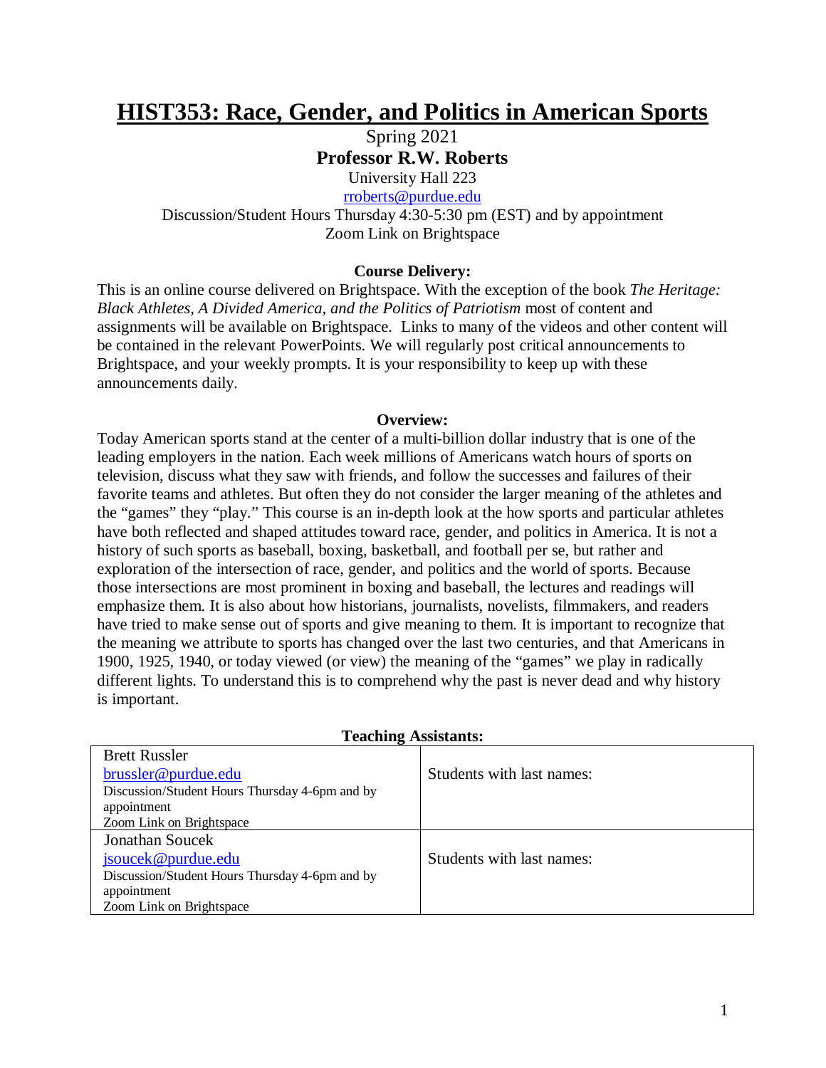# HIST353: Race, Gender, and Politics in American Sports

Spring 2021

**Professor R.W. Roberts**

University Hall 223

rroberts@purdue.edu

Discussion/Student Hours Thursday 4:30-5:30 pm (EST) and by appointment

Zoom Link on Brightspace

**Course Delivery:**

This is an online course delivered on Brightspace. With the exception of the book *The Heritage: Black Athletes, A Divided America, and the Politics of Patriotism* most of content and assignments will be available on Brightspace. Links to many of the videos and other content will be contained in the relevant PowerPoints. We will regularly post critical announcements to Brightspace, and your weekly prompts. It is your responsibility to keep up with these announcements daily.

**Overview:**

Today American sports stand at the center of a multi-billion dollar industry that is one of the leading employers in the nation. Each week millions of Americans watch hours of sports on television, discuss what they saw with friends, and follow the successes and failures of their favorite teams and athletes. But often they do not consider the larger meaning of the athletes and the "games" they "play." This course is an in-depth look at the how sports and particular athletes have both reflected and shaped attitudes toward race, gender, and politics in America. It is not a history of such sports as baseball, boxing, basketball, and football per se, but rather and exploration of the intersection of race, gender, and politics and the world of sports. Because those intersections are most prominent in boxing and baseball, the lectures and readings will emphasize them. It is also about how historians, journalists, novelists, filmmakers, and readers have tried to make sense out of sports and give meaning to them. It is important to recognize that the meaning we attribute to sports has changed over the last two centuries, and that Americans in 1900, 1925, 1940, or today viewed (or view) the meaning of the "games" we play in radically different lights. To understand this is to comprehend why the past is never dead and why history is important.

**Teaching Assistants:**

| | |
|---|---|
| Brett Russler<br>brussler@purdue.edu<br>Discussion/Student Hours Thursday 4-6pm and by appointment<br>Zoom Link on Brightspace | Students with last names: |
| Jonathan Soucek<br>jsoucek@purdue.edu<br>Discussion/Student Hours Thursday 4-6pm and by appointment<br>Zoom Link on Brightspace | Students with last names: |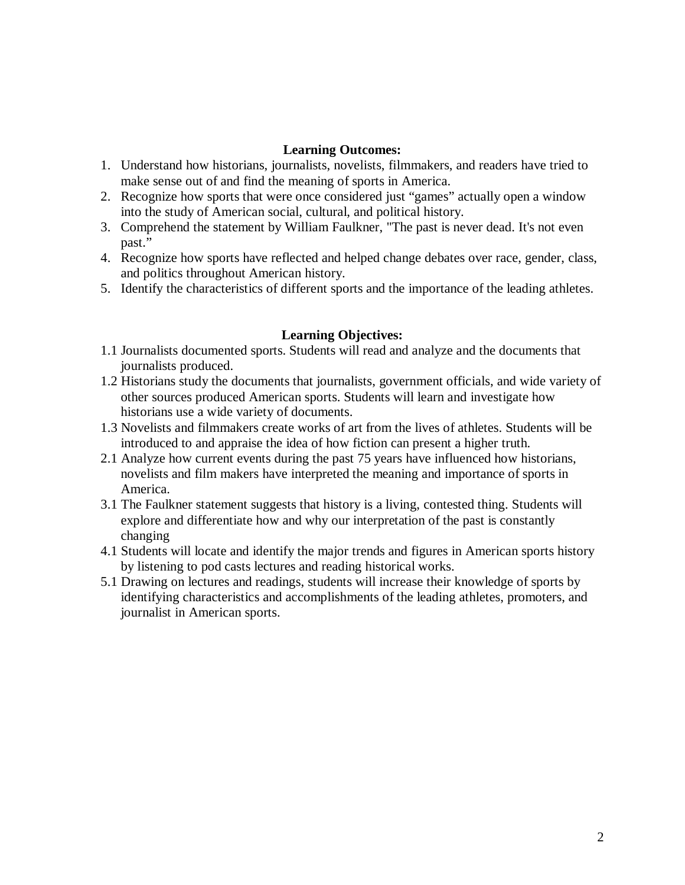**Learning Outcomes:**

1. Understand how historians, journalists, novelists, filmmakers, and readers have tried to make sense out of and find the meaning of sports in America.
2. Recognize how sports that were once considered just "games" actually open a window into the study of American social, cultural, and political history.
3. Comprehend the statement by William Faulkner, "The past is never dead. It's not even past."
4. Recognize how sports have reflected and helped change debates over race, gender, class, and politics throughout American history.
5. Identify the characteristics of different sports and the importance of the leading athletes.

**Learning Objectives:**

1.1 Journalists documented sports. Students will read and analyze and the documents that journalists produced.

1.2 Historians study the documents that journalists, government officials, and wide variety of other sources produced American sports. Students will learn and investigate how historians use a wide variety of documents.

1.3 Novelists and filmmakers create works of art from the lives of athletes. Students will be introduced to and appraise the idea of how fiction can present a higher truth.

2.1 Analyze how current events during the past 75 years have influenced how historians, novelists and film makers have interpreted the meaning and importance of sports in America.

3.1 The Faulkner statement suggests that history is a living, contested thing. Students will explore and differentiate how and why our interpretation of the past is constantly changing

4.1 Students will locate and identify the major trends and figures in American sports history by listening to pod casts lectures and reading historical works.

5.1 Drawing on lectures and readings, students will increase their knowledge of sports by identifying characteristics and accomplishments of the leading athletes, promoters, and journalist in American sports.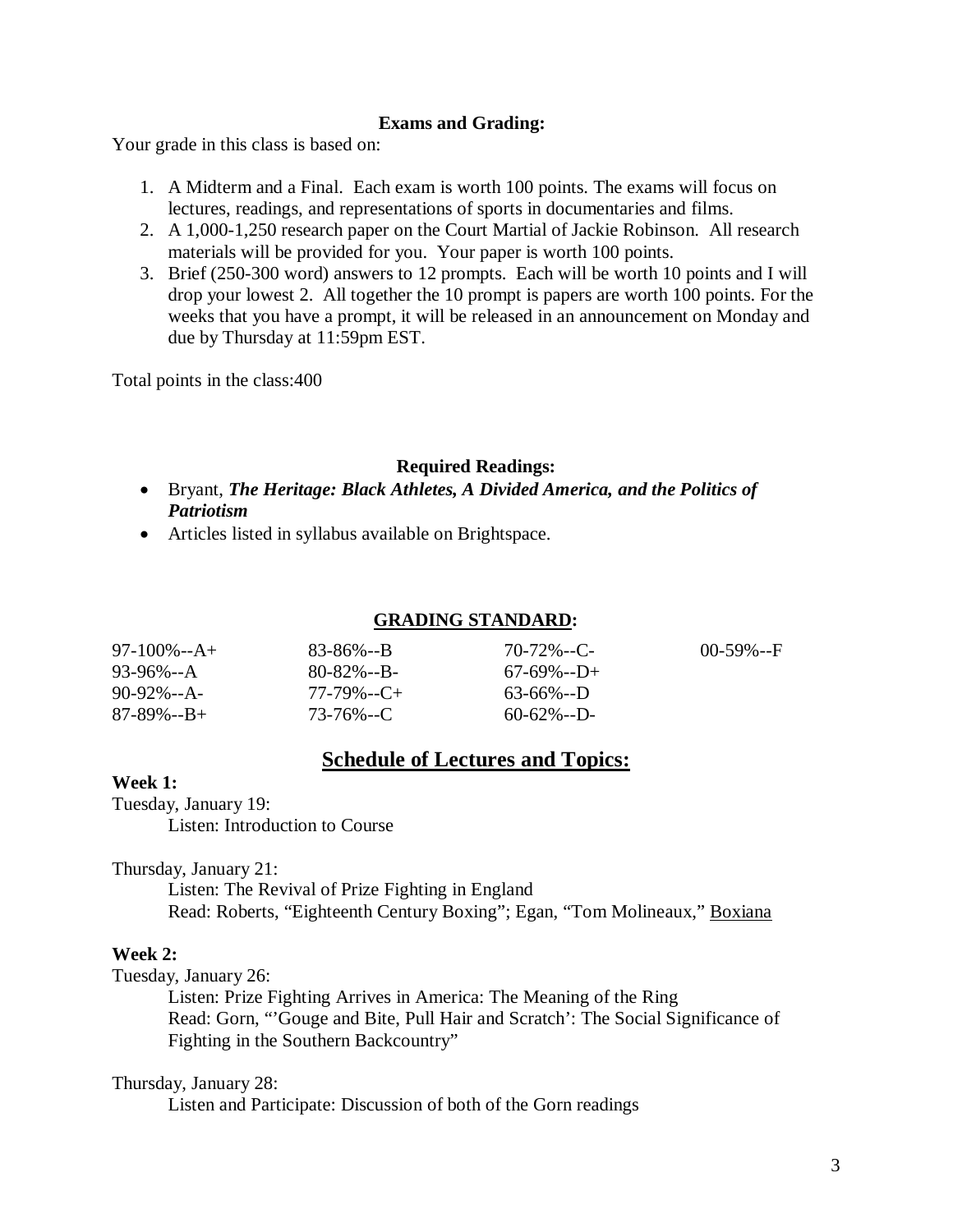**Exams and Grading:**

Your grade in this class is based on:

1. A Midterm and a Final. Each exam is worth 100 points. The exams will focus on lectures, readings, and representations of sports in documentaries and films.
2. A 1,000-1,250 research paper on the Court Martial of Jackie Robinson. All research materials will be provided for you. Your paper is worth 100 points.
3. Brief (250-300 word) answers to 12 prompts. Each will be worth 10 points and I will drop your lowest 2. All together the 10 prompt is papers are worth 100 points. For the weeks that you have a prompt, it will be released in an announcement on Monday and due by Thursday at 11:59pm EST.

Total points in the class:400

**Required Readings:**

- Bryant, ***The Heritage: Black Athletes, A Divided America, and the Politics of Patriotism***
- Articles listed in syllabus available on Brightspace.

**GRADING STANDARD:**

| | | | |
|---|---|---|---|
| 97-100%--A+ | 83-86%--B | 70-72%--C- | 00-59%--F |
| 93-96%--A | 80-82%--B- | 67-69%--D+ | |
| 90-92%--A- | 77-79%--C+ | 63-66%--D | |
| 87-89%--B+ | 73-76%--C | 60-62%--D- | |

## Schedule of Lectures and Topics:

**Week 1:**

Tuesday, January 19:

Listen: Introduction to Course

Thursday, January 21:

Listen: The Revival of Prize Fighting in England
Read: Roberts, "Eighteenth Century Boxing"; Egan, "Tom Molineaux," Boxiana

**Week 2:**

Tuesday, January 26:

Listen: Prize Fighting Arrives in America: The Meaning of the Ring
Read: Gorn, "'Gouge and Bite, Pull Hair and Scratch': The Social Significance of Fighting in the Southern Backcountry"

Thursday, January 28:

Listen and Participate: Discussion of both of the Gorn readings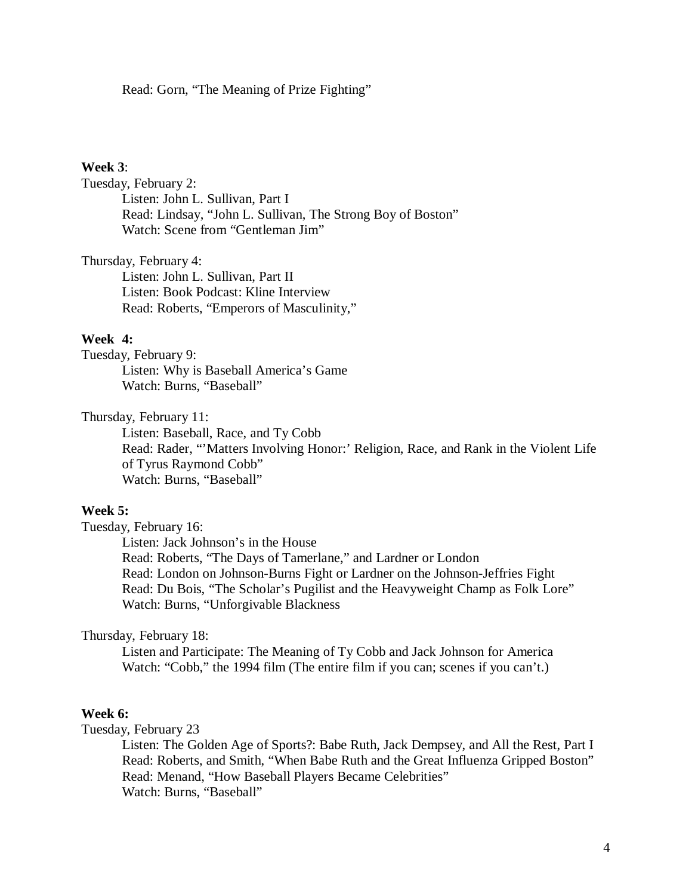Read: Gorn, "The Meaning of Prize Fighting"

**Week 3**:

Tuesday, February 2:

- Listen: John L. Sullivan, Part I
- Read: Lindsay, "John L. Sullivan, The Strong Boy of Boston"
- Watch: Scene from "Gentleman Jim"

Thursday, February 4:

- Listen: John L. Sullivan, Part II
- Listen: Book Podcast: Kline Interview
- Read: Roberts, "Emperors of Masculinity,"

**Week 4:**

Tuesday, February 9:

- Listen: Why is Baseball America's Game
- Watch: Burns, "Baseball"

Thursday, February 11:

- Listen: Baseball, Race, and Ty Cobb
- Read: Rader, "'Matters Involving Honor:' Religion, Race, and Rank in the Violent Life of Tyrus Raymond Cobb"
- Watch: Burns, "Baseball"

**Week 5:**

Tuesday, February 16:

- Listen: Jack Johnson's in the House
- Read: Roberts, "The Days of Tamerlane," and Lardner or London
- Read: London on Johnson-Burns Fight or Lardner on the Johnson-Jeffries Fight
- Read: Du Bois, "The Scholar's Pugilist and the Heavyweight Champ as Folk Lore"
- Watch: Burns, "Unforgivable Blackness

Thursday, February 18:

- Listen and Participate: The Meaning of Ty Cobb and Jack Johnson for America
- Watch: "Cobb," the 1994 film (The entire film if you can; scenes if you can't.)

**Week 6:**

Tuesday, February 23

- Listen: The Golden Age of Sports?: Babe Ruth, Jack Dempsey, and All the Rest, Part I
- Read: Roberts, and Smith, "When Babe Ruth and the Great Influenza Gripped Boston"
- Read: Menand, "How Baseball Players Became Celebrities"
- Watch: Burns, "Baseball"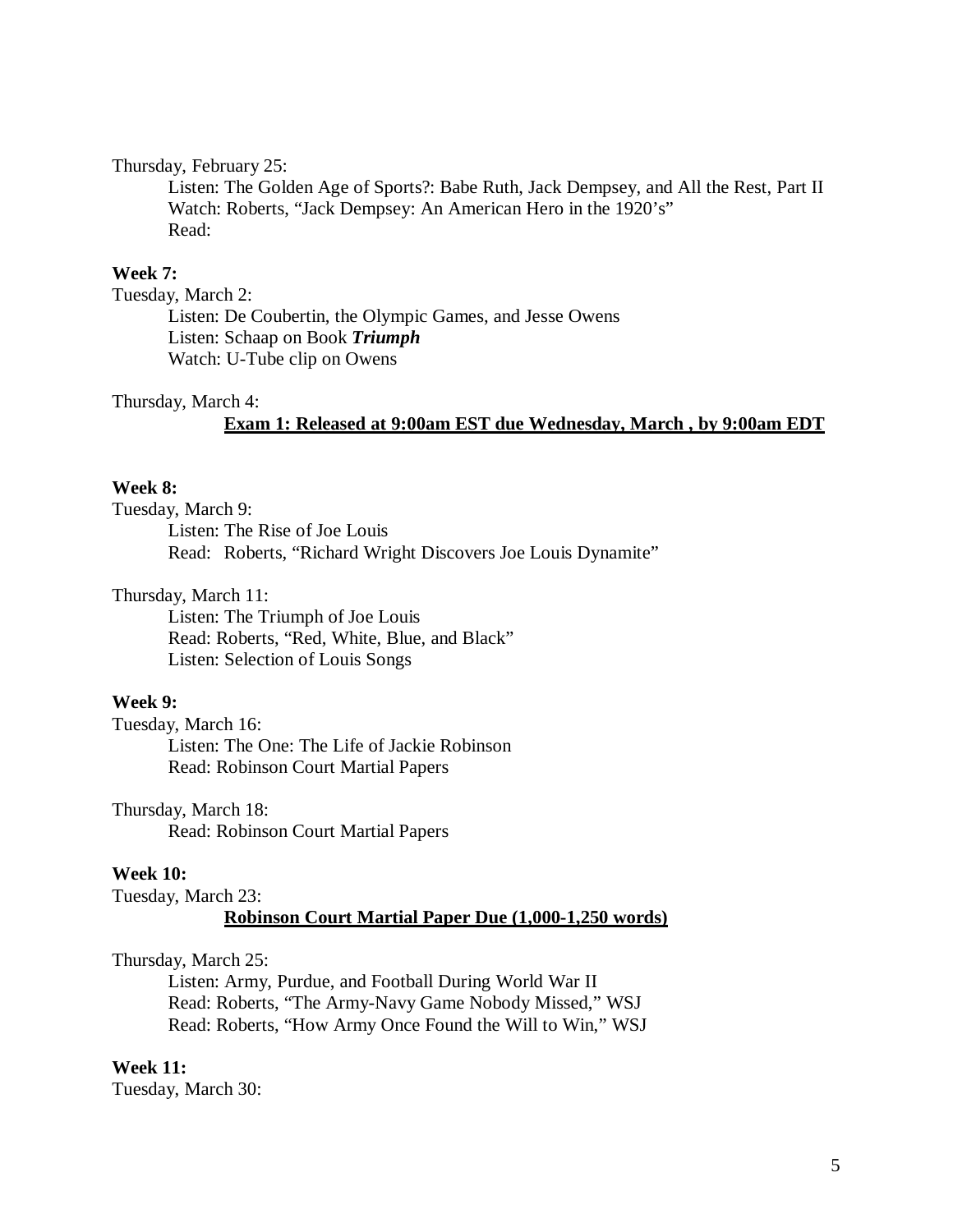Thursday, February 25:

Listen: The Golden Age of Sports?: Babe Ruth, Jack Dempsey, and All the Rest, Part II
Watch: Roberts, "Jack Dempsey: An American Hero in the 1920's"
Read:

**Week 7:**

Tuesday, March 2:

Listen: De Coubertin, the Olympic Games, and Jesse Owens
Listen: Schaap on Book ***Triumph***
Watch: U-Tube clip on Owens

Thursday, March 4:

**Exam 1: Released at 9:00am EST due Wednesday, March , by 9:00am EDT**

**Week 8:**

Tuesday, March 9:

Listen: The Rise of Joe Louis
Read: Roberts, "Richard Wright Discovers Joe Louis Dynamite"

Thursday, March 11:

Listen: The Triumph of Joe Louis
Read: Roberts, "Red, White, Blue, and Black"
Listen: Selection of Louis Songs

**Week 9:**

Tuesday, March 16:

Listen: The One: The Life of Jackie Robinson
Read: Robinson Court Martial Papers

Thursday, March 18:

Read: Robinson Court Martial Papers

**Week 10:**

Tuesday, March 23:

**Robinson Court Martial Paper Due (1,000-1,250 words)**

Thursday, March 25:

Listen: Army, Purdue, and Football During World War II
Read: Roberts, "The Army-Navy Game Nobody Missed," WSJ
Read: Roberts, "How Army Once Found the Will to Win," WSJ

**Week 11:**

Tuesday, March 30: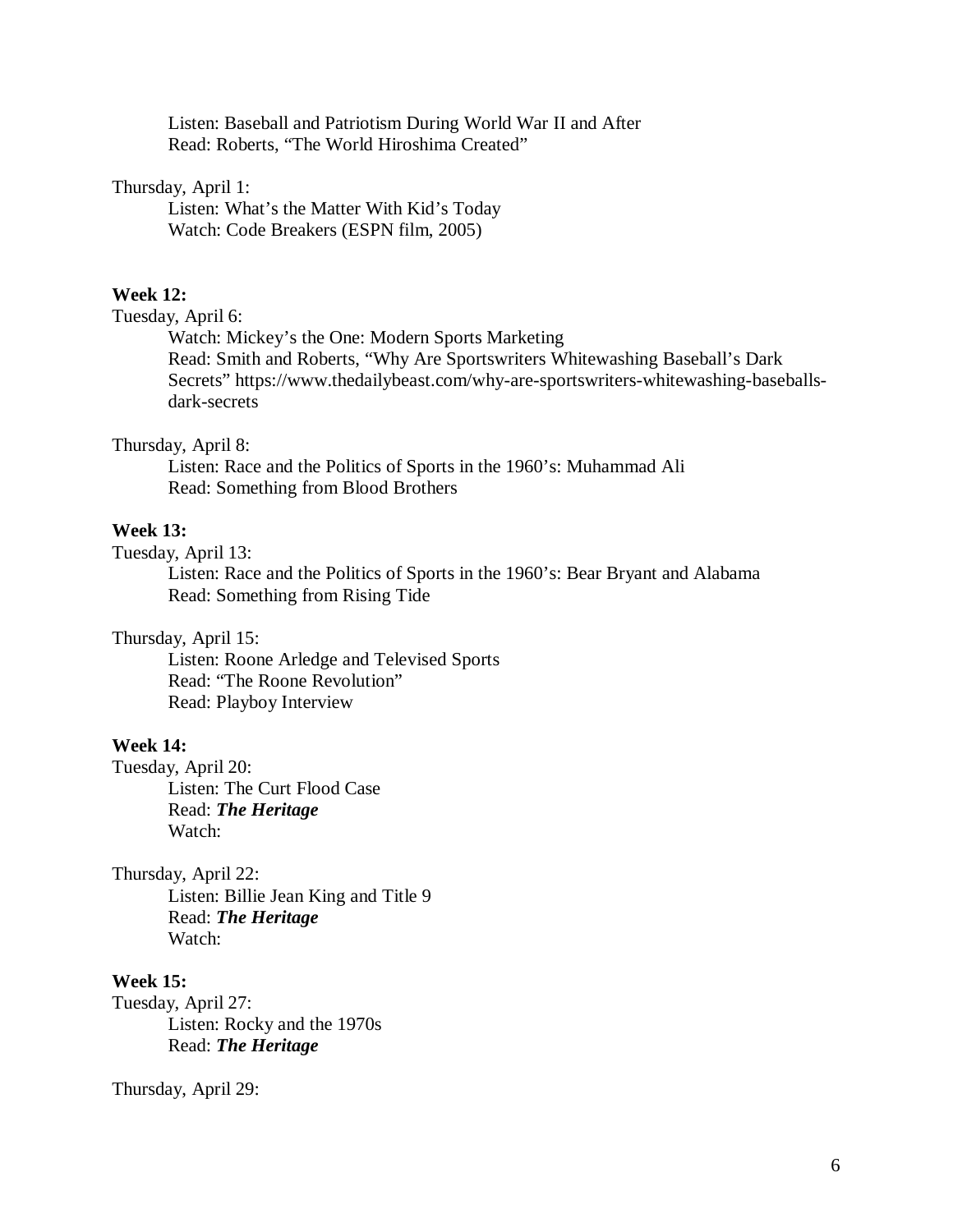Listen: Baseball and Patriotism During World War II and After
Read: Roberts, "The World Hiroshima Created"

Thursday, April 1:
Listen: What's the Matter With Kid's Today
Watch: Code Breakers (ESPN film, 2005)

**Week 12:**

Tuesday, April 6:
Watch: Mickey's the One: Modern Sports Marketing
Read: Smith and Roberts, "Why Are Sportswriters Whitewashing Baseball's Dark Secrets" https://www.thedailybeast.com/why-are-sportswriters-whitewashing-baseballs-dark-secrets

Thursday, April 8:
Listen: Race and the Politics of Sports in the 1960's: Muhammad Ali
Read: Something from Blood Brothers

**Week 13:**

Tuesday, April 13:
Listen: Race and the Politics of Sports in the 1960's: Bear Bryant and Alabama
Read: Something from Rising Tide

Thursday, April 15:
Listen: Roone Arledge and Televised Sports
Read: "The Roone Revolution"
Read: Playboy Interview

**Week 14:**

Tuesday, April 20:
Listen: The Curt Flood Case
Read: ***The Heritage***
Watch:

Thursday, April 22:
Listen: Billie Jean King and Title 9
Read: ***The Heritage***
Watch:

**Week 15:**

Tuesday, April 27:
Listen: Rocky and the 1970s
Read: ***The Heritage***

Thursday, April 29: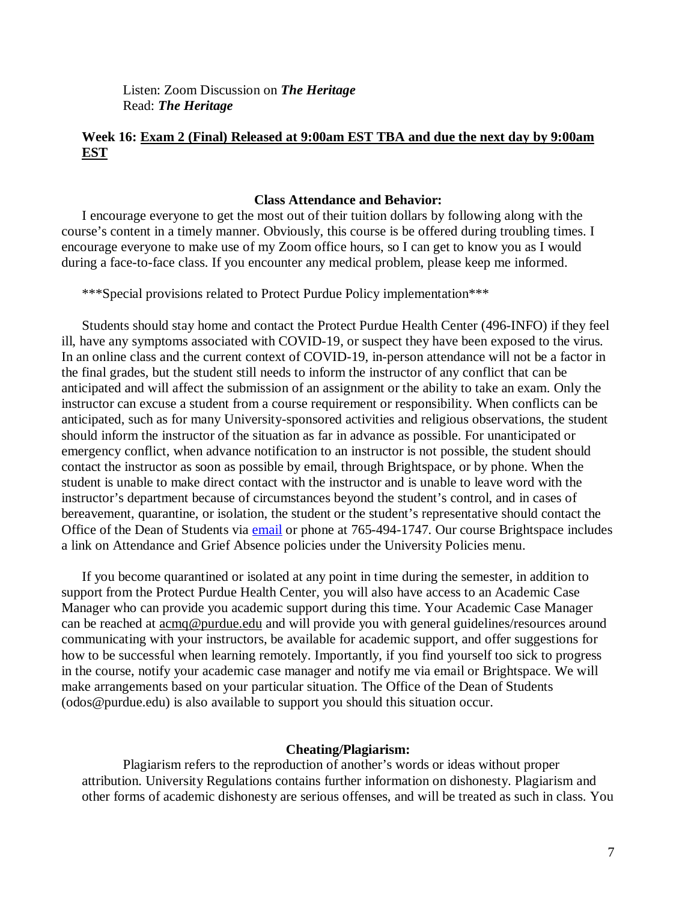Listen: Zoom Discussion on ***The Heritage***
Read: ***The Heritage***

**Week 16: <u>Exam 2 (Final) Released at 9:00am EST TBA and due the next day by 9:00am EST</u>**

### Class Attendance and Behavior:

I encourage everyone to get the most out of their tuition dollars by following along with the course's content in a timely manner. Obviously, this course is be offered during troubling times. I encourage everyone to make use of my Zoom office hours, so I can get to know you as I would during a face-to-face class. If you encounter any medical problem, please keep me informed.

***Special provisions related to Protect Purdue Policy implementation***

Students should stay home and contact the Protect Purdue Health Center (496-INFO) if they feel ill, have any symptoms associated with COVID-19, or suspect they have been exposed to the virus. In an online class and the current context of COVID-19, in-person attendance will not be a factor in the final grades, but the student still needs to inform the instructor of any conflict that can be anticipated and will affect the submission of an assignment or the ability to take an exam. Only the instructor can excuse a student from a course requirement or responsibility. When conflicts can be anticipated, such as for many University-sponsored activities and religious observations, the student should inform the instructor of the situation as far in advance as possible. For unanticipated or emergency conflict, when advance notification to an instructor is not possible, the student should contact the instructor as soon as possible by email, through Brightspace, or by phone. When the student is unable to make direct contact with the instructor and is unable to leave word with the instructor's department because of circumstances beyond the student's control, and in cases of bereavement, quarantine, or isolation, the student or the student's representative should contact the Office of the Dean of Students via email or phone at 765-494-1747. Our course Brightspace includes a link on Attendance and Grief Absence policies under the University Policies menu.

If you become quarantined or isolated at any point in time during the semester, in addition to support from the Protect Purdue Health Center, you will also have access to an Academic Case Manager who can provide you academic support during this time. Your Academic Case Manager can be reached at acmq@purdue.edu and will provide you with general guidelines/resources around communicating with your instructors, be available for academic support, and offer suggestions for how to be successful when learning remotely. Importantly, if you find yourself too sick to progress in the course, notify your academic case manager and notify me via email or Brightspace. We will make arrangements based on your particular situation. The Office of the Dean of Students (odos@purdue.edu) is also available to support you should this situation occur.

### Cheating/Plagiarism:

Plagiarism refers to the reproduction of another's words or ideas without proper attribution. University Regulations contains further information on dishonesty. Plagiarism and other forms of academic dishonesty are serious offenses, and will be treated as such in class. You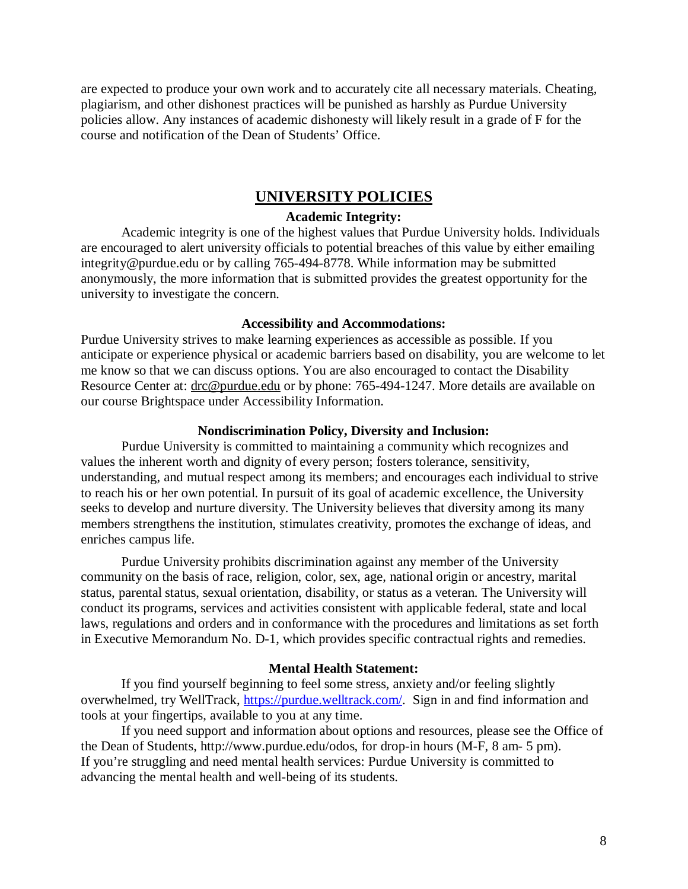are expected to produce your own work and to accurately cite all necessary materials. Cheating, plagiarism, and other dishonest practices will be punished as harshly as Purdue University policies allow. Any instances of academic dishonesty will likely result in a grade of F for the course and notification of the Dean of Students' Office.

## UNIVERSITY POLICIES

### Academic Integrity:

Academic integrity is one of the highest values that Purdue University holds. Individuals are encouraged to alert university officials to potential breaches of this value by either emailing integrity@purdue.edu or by calling 765-494-8778. While information may be submitted anonymously, the more information that is submitted provides the greatest opportunity for the university to investigate the concern.

### Accessibility and Accommodations:

Purdue University strives to make learning experiences as accessible as possible. If you anticipate or experience physical or academic barriers based on disability, you are welcome to let me know so that we can discuss options. You are also encouraged to contact the Disability Resource Center at: drc@purdue.edu or by phone: 765-494-1247. More details are available on our course Brightspace under Accessibility Information.

### Nondiscrimination Policy, Diversity and Inclusion:

Purdue University is committed to maintaining a community which recognizes and values the inherent worth and dignity of every person; fosters tolerance, sensitivity, understanding, and mutual respect among its members; and encourages each individual to strive to reach his or her own potential. In pursuit of its goal of academic excellence, the University seeks to develop and nurture diversity. The University believes that diversity among its many members strengthens the institution, stimulates creativity, promotes the exchange of ideas, and enriches campus life.

Purdue University prohibits discrimination against any member of the University community on the basis of race, religion, color, sex, age, national origin or ancestry, marital status, parental status, sexual orientation, disability, or status as a veteran. The University will conduct its programs, services and activities consistent with applicable federal, state and local laws, regulations and orders and in conformance with the procedures and limitations as set forth in Executive Memorandum No. D-1, which provides specific contractual rights and remedies.

### Mental Health Statement:

If you find yourself beginning to feel some stress, anxiety and/or feeling slightly overwhelmed, try WellTrack, https://purdue.welltrack.com/. Sign in and find information and tools at your fingertips, available to you at any time.

If you need support and information about options and resources, please see the Office of the Dean of Students, http://www.purdue.edu/odos, for drop-in hours (M-F, 8 am- 5 pm). If you're struggling and need mental health services: Purdue University is committed to advancing the mental health and well-being of its students.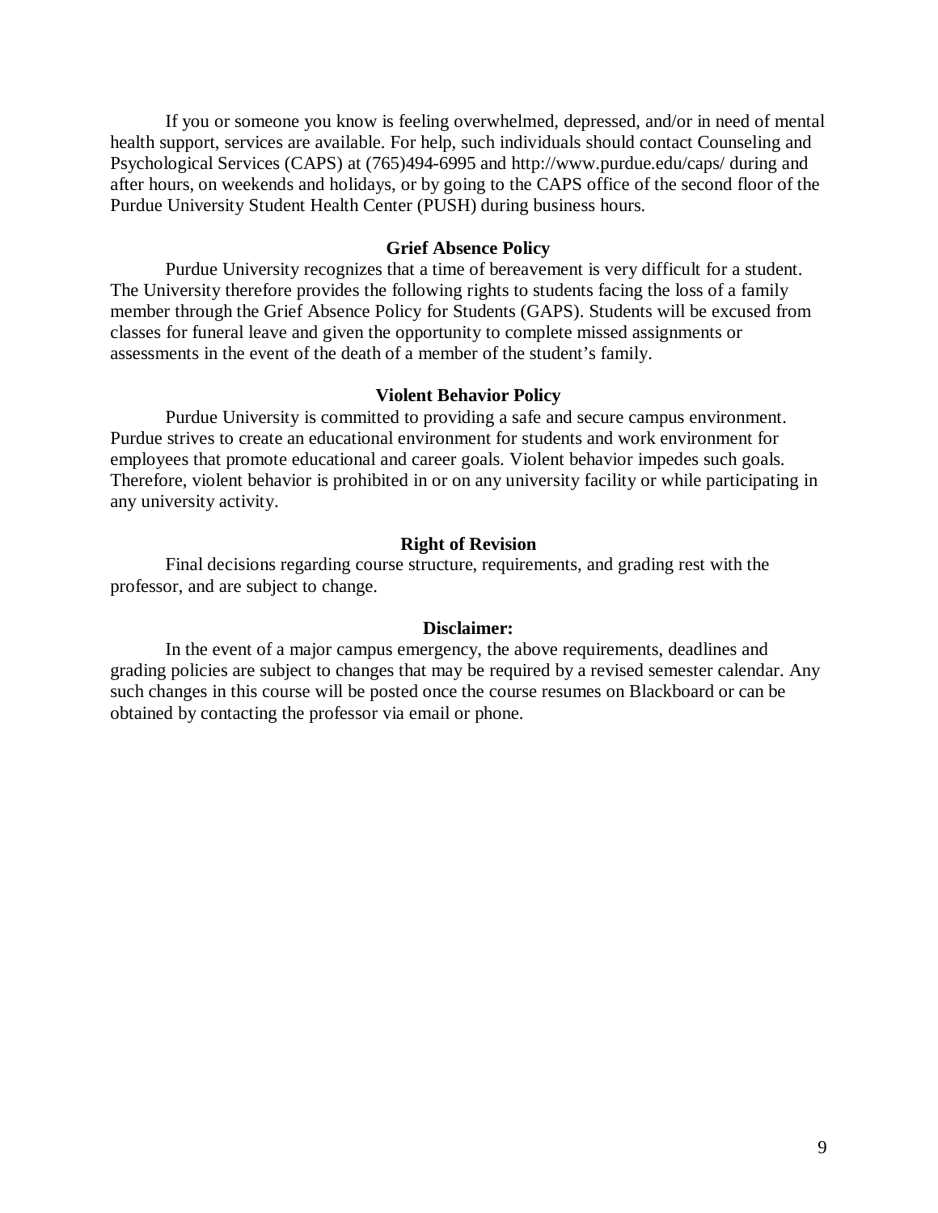If you or someone you know is feeling overwhelmed, depressed, and/or in need of mental health support, services are available. For help, such individuals should contact Counseling and Psychological Services (CAPS) at (765)494-6995 and http://www.purdue.edu/caps/ during and after hours, on weekends and holidays, or by going to the CAPS office of the second floor of the Purdue University Student Health Center (PUSH) during business hours.

### Grief Absence Policy

Purdue University recognizes that a time of bereavement is very difficult for a student. The University therefore provides the following rights to students facing the loss of a family member through the Grief Absence Policy for Students (GAPS). Students will be excused from classes for funeral leave and given the opportunity to complete missed assignments or assessments in the event of the death of a member of the student's family.

### Violent Behavior Policy

Purdue University is committed to providing a safe and secure campus environment. Purdue strives to create an educational environment for students and work environment for employees that promote educational and career goals. Violent behavior impedes such goals. Therefore, violent behavior is prohibited in or on any university facility or while participating in any university activity.

### Right of Revision

Final decisions regarding course structure, requirements, and grading rest with the professor, and are subject to change.

### Disclaimer:

In the event of a major campus emergency, the above requirements, deadlines and grading policies are subject to changes that may be required by a revised semester calendar. Any such changes in this course will be posted once the course resumes on Blackboard or can be obtained by contacting the professor via email or phone.